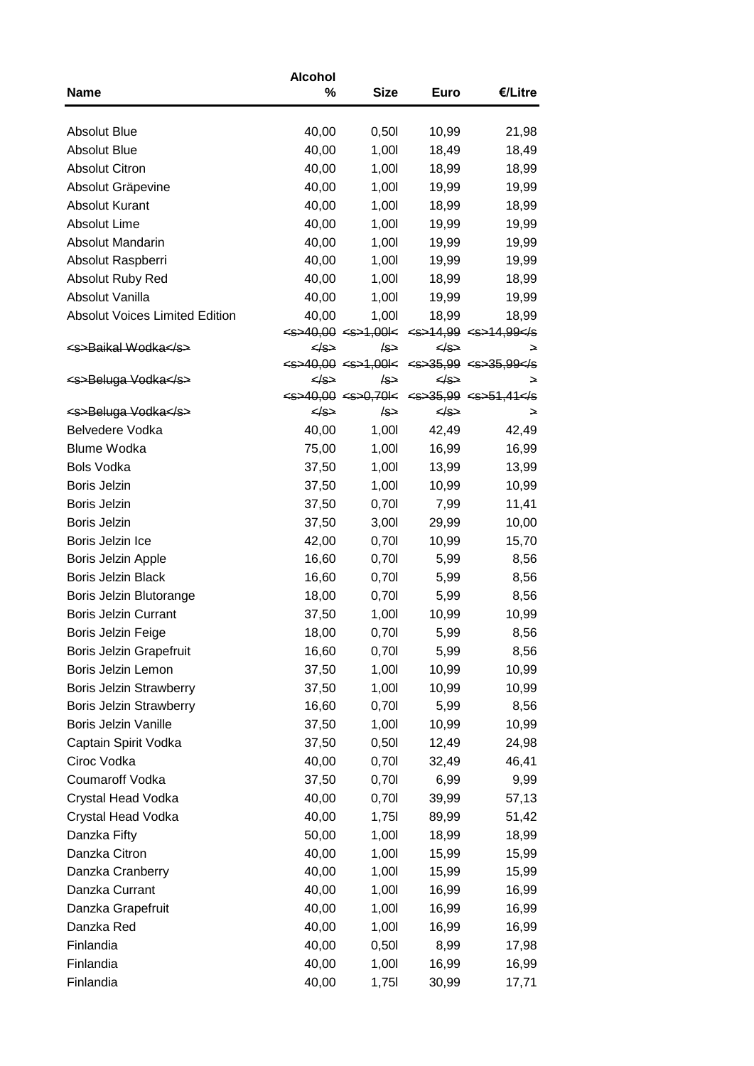| Name | Alcohol % | Size | Euro | €/Litre |
|---|---|---|---|---|
| Absolut Blue | 40,00 | 0,50l | 10,99 | 21,98 |
| Absolut Blue | 40,00 | 1,00l | 18,49 | 18,49 |
| Absolut Citron | 40,00 | 1,00l | 18,99 | 18,99 |
| Absolut Gräpevine | 40,00 | 1,00l | 19,99 | 19,99 |
| Absolut Kurant | 40,00 | 1,00l | 18,99 | 18,99 |
| Absolut Lime | 40,00 | 1,00l | 19,99 | 19,99 |
| Absolut Mandarin | 40,00 | 1,00l | 19,99 | 19,99 |
| Absolut Raspberri | 40,00 | 1,00l | 19,99 | 19,99 |
| Absolut Ruby Red | 40,00 | 1,00l | 18,99 | 18,99 |
| Absolut Vanilla | 40,00 | 1,00l | 19,99 | 19,99 |
| Absolut Voices Limited Edition | 40,00 | 1,00l | 18,99 | 18,99 |
| ~~<s>Baikal Wodka</s>~~ | ~~<s>40,00</s>~~ | ~~<s>1,00l</s>~~ | ~~<s>14,99</s>~~ | ~~<s>14,99</s>~~ |
| ~~<s>Beluga Vodka</s>~~ | ~~<s>40,00</s>~~ | ~~<s>1,00l</s>~~ | ~~<s>35,99</s>~~ | ~~<s>35,99</s>~~ |
| ~~<s>Beluga Vodka</s>~~ | ~~<s>40,00</s>~~ | ~~<s>0,70l</s>~~ | ~~<s>35,99</s>~~ | ~~<s>51,41</s>~~ |
| Belvedere Vodka | 40,00 | 1,00l | 42,49 | 42,49 |
| Blume Wodka | 75,00 | 1,00l | 16,99 | 16,99 |
| Bols Vodka | 37,50 | 1,00l | 13,99 | 13,99 |
| Boris Jelzin | 37,50 | 1,00l | 10,99 | 10,99 |
| Boris Jelzin | 37,50 | 0,70l | 7,99 | 11,41 |
| Boris Jelzin | 37,50 | 3,00l | 29,99 | 10,00 |
| Boris Jelzin Ice | 42,00 | 0,70l | 10,99 | 15,70 |
| Boris Jelzin Apple | 16,60 | 0,70l | 5,99 | 8,56 |
| Boris Jelzin Black | 16,60 | 0,70l | 5,99 | 8,56 |
| Boris Jelzin Blutorange | 18,00 | 0,70l | 5,99 | 8,56 |
| Boris Jelzin Currant | 37,50 | 1,00l | 10,99 | 10,99 |
| Boris Jelzin Feige | 18,00 | 0,70l | 5,99 | 8,56 |
| Boris Jelzin Grapefruit | 16,60 | 0,70l | 5,99 | 8,56 |
| Boris Jelzin Lemon | 37,50 | 1,00l | 10,99 | 10,99 |
| Boris Jelzin Strawberry | 37,50 | 1,00l | 10,99 | 10,99 |
| Boris Jelzin Strawberry | 16,60 | 0,70l | 5,99 | 8,56 |
| Boris Jelzin Vanille | 37,50 | 1,00l | 10,99 | 10,99 |
| Captain Spirit Vodka | 37,50 | 0,50l | 12,49 | 24,98 |
| Ciroc Vodka | 40,00 | 0,70l | 32,49 | 46,41 |
| Coumaroff Vodka | 37,50 | 0,70l | 6,99 | 9,99 |
| Crystal Head Vodka | 40,00 | 0,70l | 39,99 | 57,13 |
| Crystal Head Vodka | 40,00 | 1,75l | 89,99 | 51,42 |
| Danzka Fifty | 50,00 | 1,00l | 18,99 | 18,99 |
| Danzka Citron | 40,00 | 1,00l | 15,99 | 15,99 |
| Danzka Cranberry | 40,00 | 1,00l | 15,99 | 15,99 |
| Danzka Currant | 40,00 | 1,00l | 16,99 | 16,99 |
| Danzka Grapefruit | 40,00 | 1,00l | 16,99 | 16,99 |
| Danzka Red | 40,00 | 1,00l | 16,99 | 16,99 |
| Finlandia | 40,00 | 0,50l | 8,99 | 17,98 |
| Finlandia | 40,00 | 1,00l | 16,99 | 16,99 |
| Finlandia | 40,00 | 1,75l | 30,99 | 17,71 |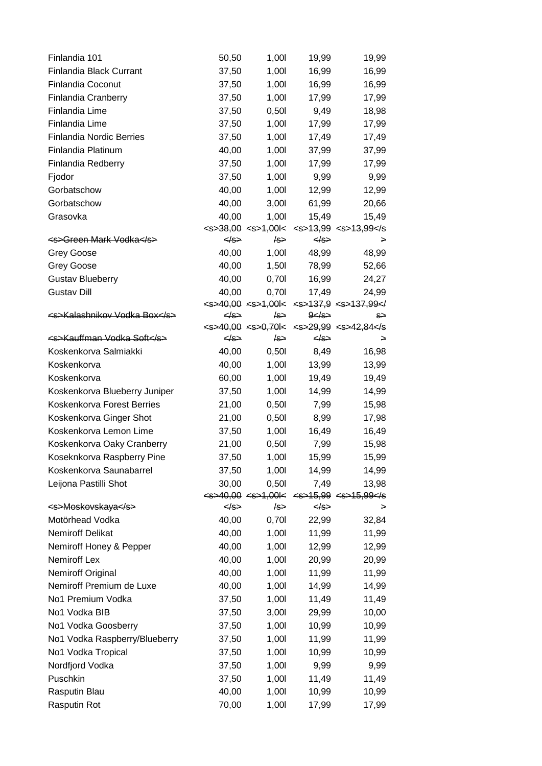| Finlandia 101 | 50,50 | 1,00l | 19,99 | 19,99 |
|---|---|---|---|---|
| Finlandia Black Currant | 37,50 | 1,00l | 16,99 | 16,99 |
| Finlandia Coconut | 37,50 | 1,00l | 16,99 | 16,99 |
| Finlandia Cranberry | 37,50 | 1,00l | 17,99 | 17,99 |
| Finlandia Lime | 37,50 | 0,50l | 9,49 | 18,98 |
| Finlandia Lime | 37,50 | 1,00l | 17,99 | 17,99 |
| Finlandia Nordic Berries | 37,50 | 1,00l | 17,49 | 17,49 |
| Finlandia Platinum | 40,00 | 1,00l | 37,99 | 37,99 |
| Finlandia Redberry | 37,50 | 1,00l | 17,99 | 17,99 |
| Fjodor | 37,50 | 1,00l | 9,99 | 9,99 |
| Gorbatschow | 40,00 | 1,00l | 12,99 | 12,99 |
| Gorbatschow | 40,00 | 3,00l | 61,99 | 20,66 |
| Grasovka | 40,00 | 1,00l | 15,49 | 15,49 |
| <s>Green Mark Vodka</s> | <s>38,00</s> | <s>1,00l</s> | <s>13,99</s> | <s>13,99</s> |
| Grey Goose | 40,00 | 1,00l | 48,99 | 48,99 |
| Grey Goose | 40,00 | 1,50l | 78,99 | 52,66 |
| Gustav Blueberry | 40,00 | 0,70l | 16,99 | 24,27 |
| Gustav Dill | 40,00 | 0,70l | 17,49 | 24,99 |
| <s>Kalashnikov Vodka Box</s> | <s>40,00</s> | <s>1,00l</s> | <s>137,99</s> | <s>137,99</s> |
| <s>Kauffman Vodka Soft</s> | <s>40,00</s> | <s>0,70l</s> | <s>29,99</s> | <s>42,84</s> |
| Koskenkorva Salmiakki | 40,00 | 0,50l | 8,49 | 16,98 |
| Koskenkorva | 40,00 | 1,00l | 13,99 | 13,99 |
| Koskenkorva | 60,00 | 1,00l | 19,49 | 19,49 |
| Koskenkorva Blueberry Juniper | 37,50 | 1,00l | 14,99 | 14,99 |
| Koskenkorva Forest Berries | 21,00 | 0,50l | 7,99 | 15,98 |
| Koskenkorva Ginger Shot | 21,00 | 0,50l | 8,99 | 17,98 |
| Koskenkorva Lemon Lime | 37,50 | 1,00l | 16,49 | 16,49 |
| Koskenkorva Oaky Cranberry | 21,00 | 0,50l | 7,99 | 15,98 |
| Koseknkorva Raspberry Pine | 37,50 | 1,00l | 15,99 | 15,99 |
| Koskenkorva Saunabarrel | 37,50 | 1,00l | 14,99 | 14,99 |
| Leijona Pastilli Shot | 30,00 | 0,50l | 7,49 | 13,98 |
| <s>Moskovskaya</s> | <s>40,00</s> | <s>1,00l</s> | <s>15,99</s> | <s>15,99</s> |
| Motörhead Vodka | 40,00 | 0,70l | 22,99 | 32,84 |
| Nemiroff Delikat | 40,00 | 1,00l | 11,99 | 11,99 |
| Nemiroff Honey & Pepper | 40,00 | 1,00l | 12,99 | 12,99 |
| Nemiroff Lex | 40,00 | 1,00l | 20,99 | 20,99 |
| Nemiroff Original | 40,00 | 1,00l | 11,99 | 11,99 |
| Nemiroff Premium de Luxe | 40,00 | 1,00l | 14,99 | 14,99 |
| No1 Premium Vodka | 37,50 | 1,00l | 11,49 | 11,49 |
| No1 Vodka BIB | 37,50 | 3,00l | 29,99 | 10,00 |
| No1 Vodka Goosberry | 37,50 | 1,00l | 10,99 | 10,99 |
| No1 Vodka Raspberry/Blueberry | 37,50 | 1,00l | 11,99 | 11,99 |
| No1 Vodka Tropical | 37,50 | 1,00l | 10,99 | 10,99 |
| Nordfjord Vodka | 37,50 | 1,00l | 9,99 | 9,99 |
| Puschkin | 37,50 | 1,00l | 11,49 | 11,49 |
| Rasputin Blau | 40,00 | 1,00l | 10,99 | 10,99 |
| Rasputin Rot | 70,00 | 1,00l | 17,99 | 17,99 |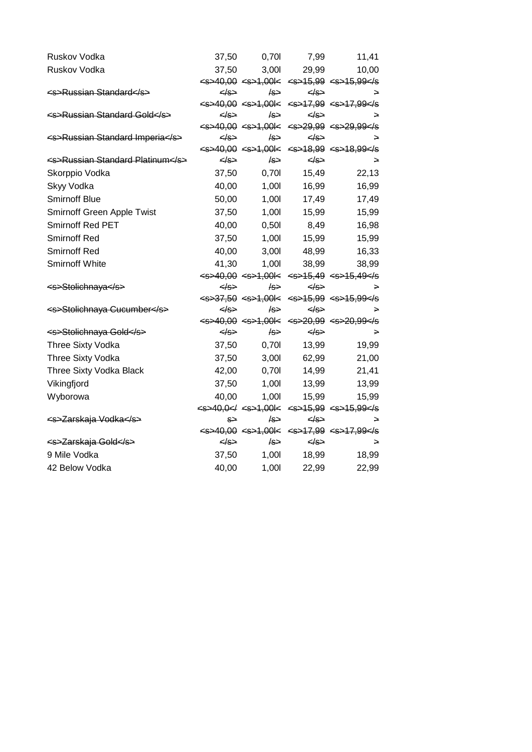| | | | | |
|---|---|---|---|---|
| Ruskov Vodka | 37,50 | 0,70l | 7,99 | 11,41 |
| Ruskov Vodka | 37,50 | 3,00l | 29,99 | 10,00 |
| ~~Russian Standard~~ | ~~40,00~~ | ~~1,00l~~ | ~~15,99~~ | ~~15,99~~ |
| ~~Russian Standard Gold~~ | ~~40,00~~ | ~~1,00l~~ | ~~17,99~~ | ~~17,99~~ |
| ~~Russian Standard Imperia~~ | ~~40,00~~ | ~~1,00l~~ | ~~29,99~~ | ~~29,99~~ |
| ~~Russian Standard Platinum~~ | ~~40,00~~ | ~~1,00l~~ | ~~18,99~~ | ~~18,99~~ |
| Skorppio Vodka | 37,50 | 0,70l | 15,49 | 22,13 |
| Skyy Vodka | 40,00 | 1,00l | 16,99 | 16,99 |
| Smirnoff Blue | 50,00 | 1,00l | 17,49 | 17,49 |
| Smirnoff Green Apple Twist | 37,50 | 1,00l | 15,99 | 15,99 |
| Smirnoff Red PET | 40,00 | 0,50l | 8,49 | 16,98 |
| Smirnoff Red | 37,50 | 1,00l | 15,99 | 15,99 |
| Smirnoff Red | 40,00 | 3,00l | 48,99 | 16,33 |
| Smirnoff White | 41,30 | 1,00l | 38,99 | 38,99 |
| ~~Stolichnaya~~ | ~~40,00~~ | ~~1,00l~~ | ~~15,49~~ | ~~15,49~~ |
| ~~Stolichnaya Cucumber~~ | ~~37,50~~ | ~~1,00l~~ | ~~15,99~~ | ~~15,99~~ |
| ~~Stolichnaya Gold~~ | ~~40,00~~ | ~~1,00l~~ | ~~20,99~~ | ~~20,99~~ |
| Three Sixty Vodka | 37,50 | 0,70l | 13,99 | 19,99 |
| Three Sixty Vodka | 37,50 | 3,00l | 62,99 | 21,00 |
| Three Sixty Vodka Black | 42,00 | 0,70l | 14,99 | 21,41 |
| Vikingfjord | 37,50 | 1,00l | 13,99 | 13,99 |
| Wyborowa | 40,00 | 1,00l | 15,99 | 15,99 |
| ~~Zarskaja Vodka~~ | ~~40,0~~ | ~~1,00l~~ | ~~15,99~~ | ~~15,99~~ |
| ~~Zarskaja Gold~~ | ~~40,00~~ | ~~1,00l~~ | ~~17,99~~ | ~~17,99~~ |
| 9 Mile Vodka | 37,50 | 1,00l | 18,99 | 18,99 |
| 42 Below Vodka | 40,00 | 1,00l | 22,99 | 22,99 |